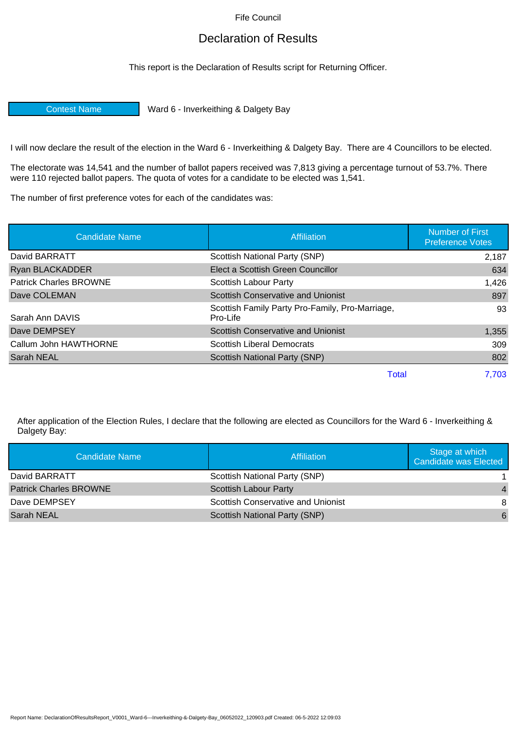Fife Council

# Declaration of Results

This report is the Declaration of Results script for Returning Officer.

| Contest Name | Ward 6 - Inverkeithing & Dalgety Bay |
|---|---|

I will now declare the result of the election in the Ward 6 - Inverkeithing & Dalgety Bay. There are 4 Councillors to be elected.

The electorate was 14,541 and the number of ballot papers received was 7,813 giving a percentage turnout of 53.7%. There were 110 rejected ballot papers. The quota of votes for a candidate to be elected was 1,541.

The number of first preference votes for each of the candidates was:

| Candidate Name | Affiliation | Number of First Preference Votes |
|---|---|---|
| David BARRATT | Scottish National Party (SNP) | 2,187 |
| Ryan BLACKADDER | Elect a Scottish Green Councillor | 634 |
| Patrick Charles BROWNE | Scottish Labour Party | 1,426 |
| Dave COLEMAN | Scottish Conservative and Unionist | 897 |
| Sarah Ann DAVIS | Scottish Family Party Pro-Family, Pro-Marriage, Pro-Life | 93 |
| Dave DEMPSEY | Scottish Conservative and Unionist | 1,355 |
| Callum John HAWTHORNE | Scottish Liberal Democrats | 309 |
| Sarah NEAL | Scottish National Party (SNP) | 802 |
| | Total | 7,703 |

After application of the Election Rules, I declare that the following are elected as Councillors for the Ward 6 - Inverkeithing & Dalgety Bay:

| Candidate Name | Affiliation | Stage at which Candidate was Elected |
|---|---|---|
| David BARRATT | Scottish National Party (SNP) | 1 |
| Patrick Charles BROWNE | Scottish Labour Party | 4 |
| Dave DEMPSEY | Scottish Conservative and Unionist | 8 |
| Sarah NEAL | Scottish National Party (SNP) | 6 |

Report Name: DeclarationOfResultsReport_V0001_Ward-6---Inverkeithing-&-Dalgety-Bay_06052022_120903.pdf Created: 06-5-2022 12:09:03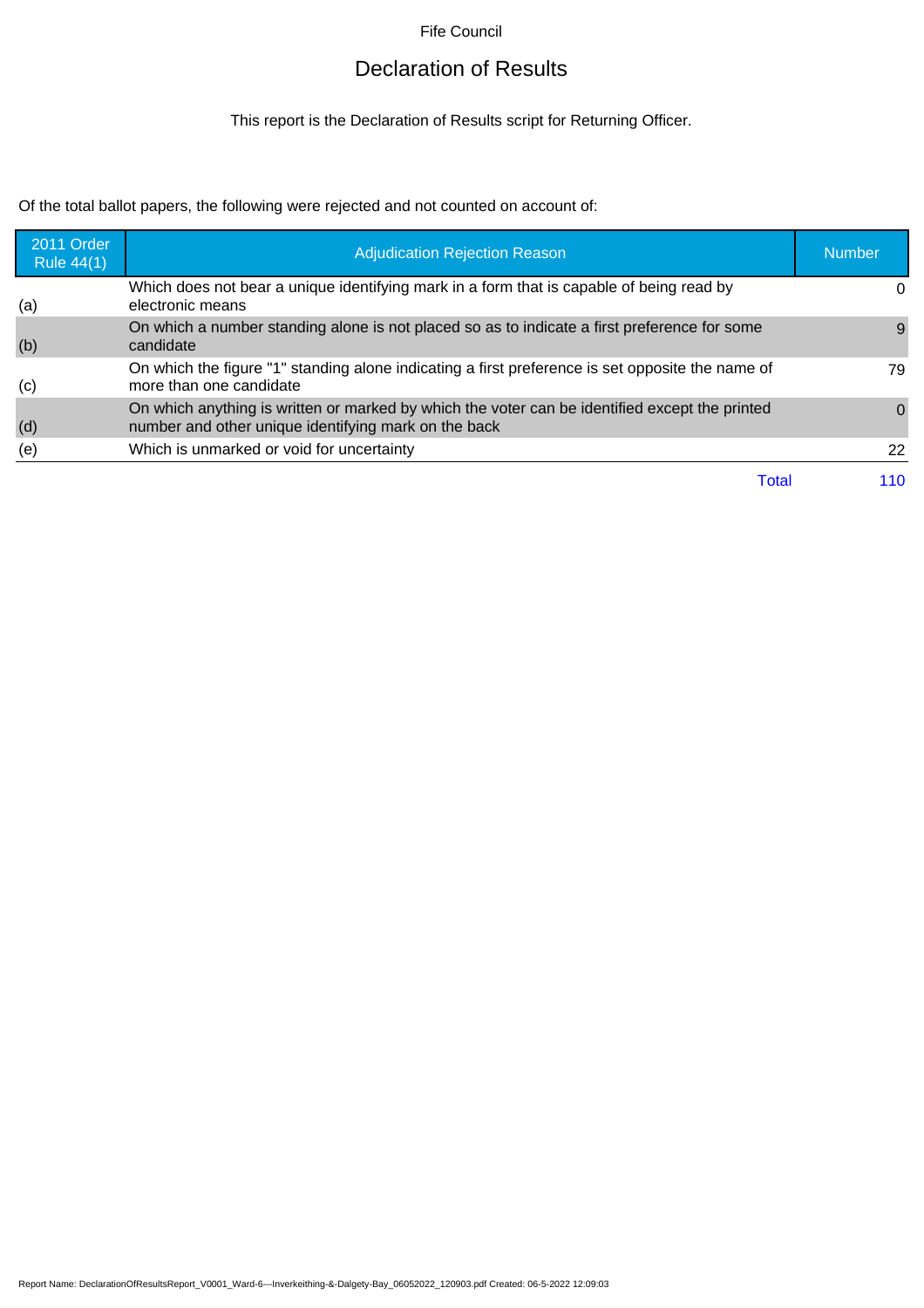Fife Council

# Declaration of Results

This report is the Declaration of Results script for Returning Officer.

Of the total ballot papers, the following were rejected and not counted on account of:

| 2011 Order Rule 44(1) | Adjudication Rejection Reason | Number |
|---|---|---|
| (a) | Which does not bear a unique identifying mark in a form that is capable of being read by electronic means | 0 |
| (b) | On which a number standing alone is not placed so as to indicate a first preference for some candidate | 9 |
| (c) | On which the figure "1" standing alone indicating a first preference is set opposite the name of more than one candidate | 79 |
| (d) | On which anything is written or marked by which the voter can be identified except the printed number and other unique identifying mark on the back | 0 |
| (e) | Which is unmarked or void for uncertainty | 22 |
| | Total | 110 |

Report Name: DeclarationOfResultsReport_V0001_Ward-6---Inverkeithing-&-Dalgety-Bay_06052022_120903.pdf Created: 06-5-2022 12:09:03